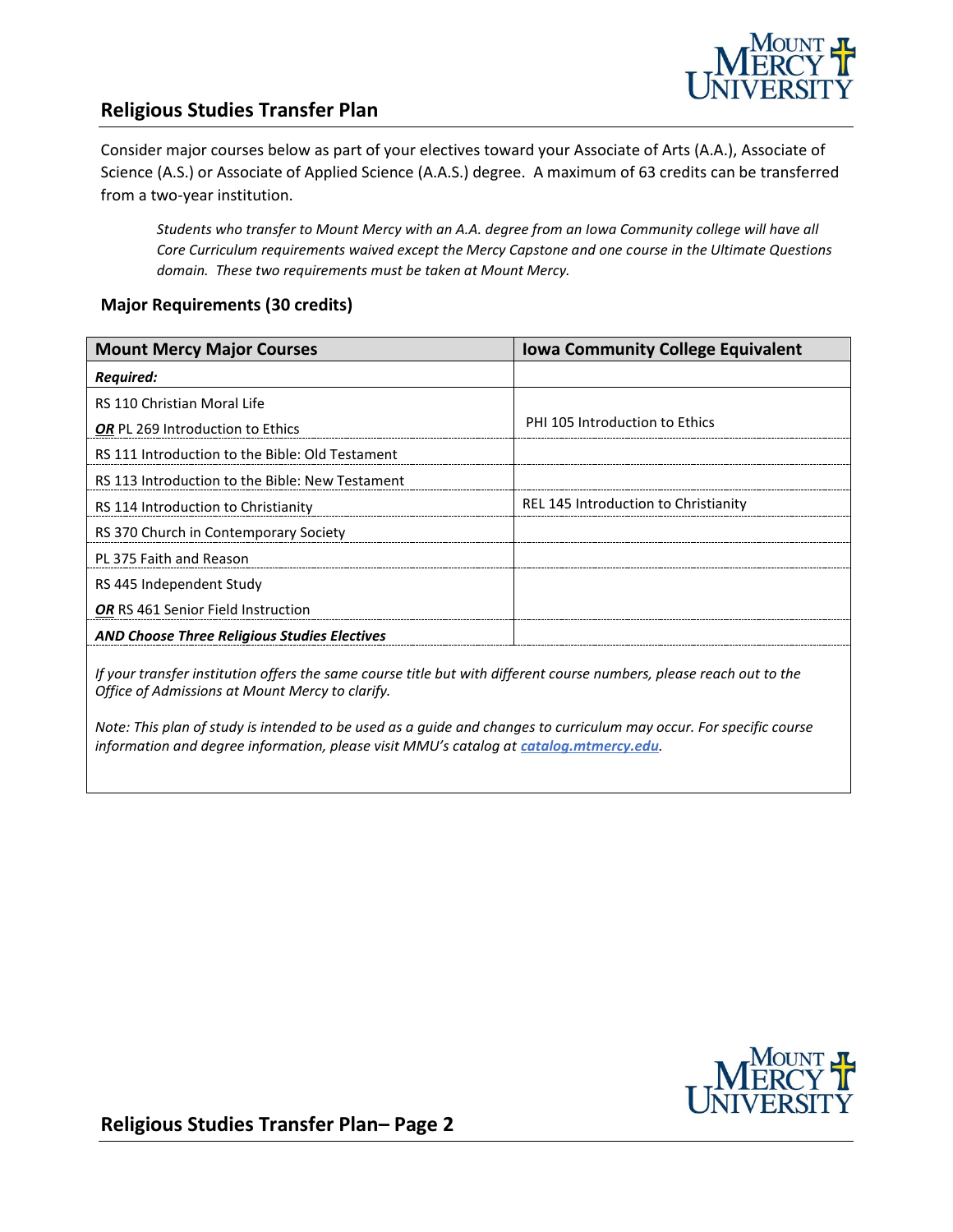# Religious Studies Transfer Plan

Consider major courses below as part of your electives toward your Associate of Arts (A.A.), Associate of Science (A.S.) or Associate of Applied Science (A.A.S.) degree. A maximum of 63 credits can be transferred from a two-year institution.

> *Students who transfer to Mount Mercy with an A.A. degree from an Iowa Community college will have all Core Curriculum requirements waived except the Mercy Capstone and one course in the Ultimate Questions domain. These two requirements must be taken at Mount Mercy.*

## Major Requirements (30 credits)

| Mount Mercy Major Courses | Iowa Community College Equivalent |
|---|---|
| ***Required:*** | |
| RS 110 Christian Moral Life<br>***OR*** PL 269 Introduction to Ethics | PHI 105 Introduction to Ethics |
| RS 111 Introduction to the Bible: Old Testament | |
| RS 113 Introduction to the Bible: New Testament | |
| RS 114 Introduction to Christianity | REL 145 Introduction to Christianity |
| RS 370 Church in Contemporary Society | |
| PL 375 Faith and Reason | |
| RS 445 Independent Study<br>***OR*** RS 461 Senior Field Instruction | |
| ***AND Choose Three Religious Studies Electives*** | |

*If your transfer institution offers the same course title but with different course numbers, please reach out to the Office of Admissions at Mount Mercy to clarify.*

*Note: This plan of study is intended to be used as a guide and changes to curriculum may occur. For specific course information and degree information, please visit MMU's catalog at **catalog.mtmercy.edu**.*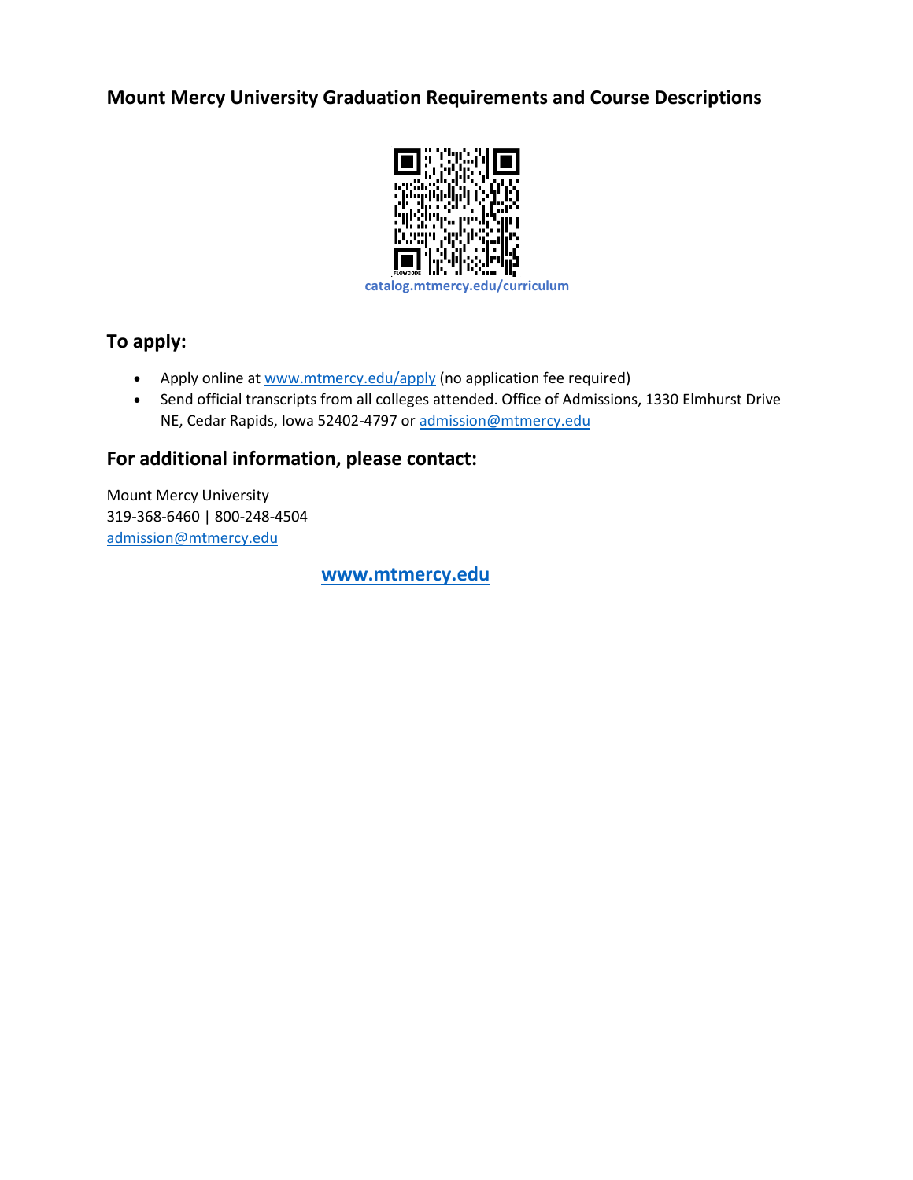## Mount Mercy University Graduation Requirements and Course Descriptions

catalog.mtmercy.edu/curriculum

## To apply:

- Apply online at www.mtmercy.edu/apply (no application fee required)
- Send official transcripts from all colleges attended. Office of Admissions, 1330 Elmhurst Drive NE, Cedar Rapids, Iowa 52402-4797 or admission@mtmercy.edu

## For additional information, please contact:

Mount Mercy University
319-368-6460 | 800-248-4504
admission@mtmercy.edu

**www.mtmercy.edu**